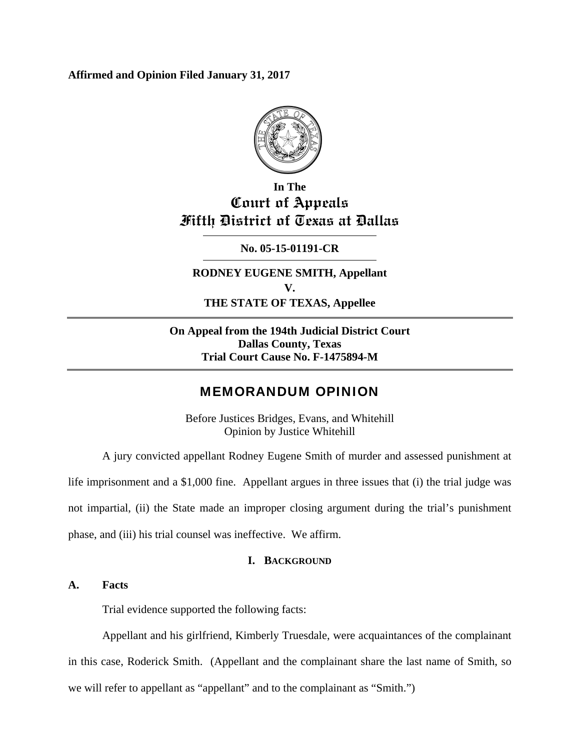**Affirmed and Opinion Filed January 31, 2017**

In The
Court of Appeals
Fifth District of Texas at Dallas

**No. 05-15-01191-CR**

**RODNEY EUGENE SMITH, Appellant**
**V.**
**THE STATE OF TEXAS, Appellee**

**On Appeal from the 194th Judicial District Court**
**Dallas County, Texas**
**Trial Court Cause No. F-1475894-M**

# MEMORANDUM OPINION

Before Justices Bridges, Evans, and Whitehill
Opinion by Justice Whitehill

A jury convicted appellant Rodney Eugene Smith of murder and assessed punishment at life imprisonment and a $1,000 fine. Appellant argues in three issues that (i) the trial judge was not impartial, (ii) the State made an improper closing argument during the trial's punishment phase, and (iii) his trial counsel was ineffective. We affirm.

## I. Background

### A. Facts

Trial evidence supported the following facts:

Appellant and his girlfriend, Kimberly Truesdale, were acquaintances of the complainant in this case, Roderick Smith. (Appellant and the complainant share the last name of Smith, so we will refer to appellant as "appellant" and to the complainant as "Smith.")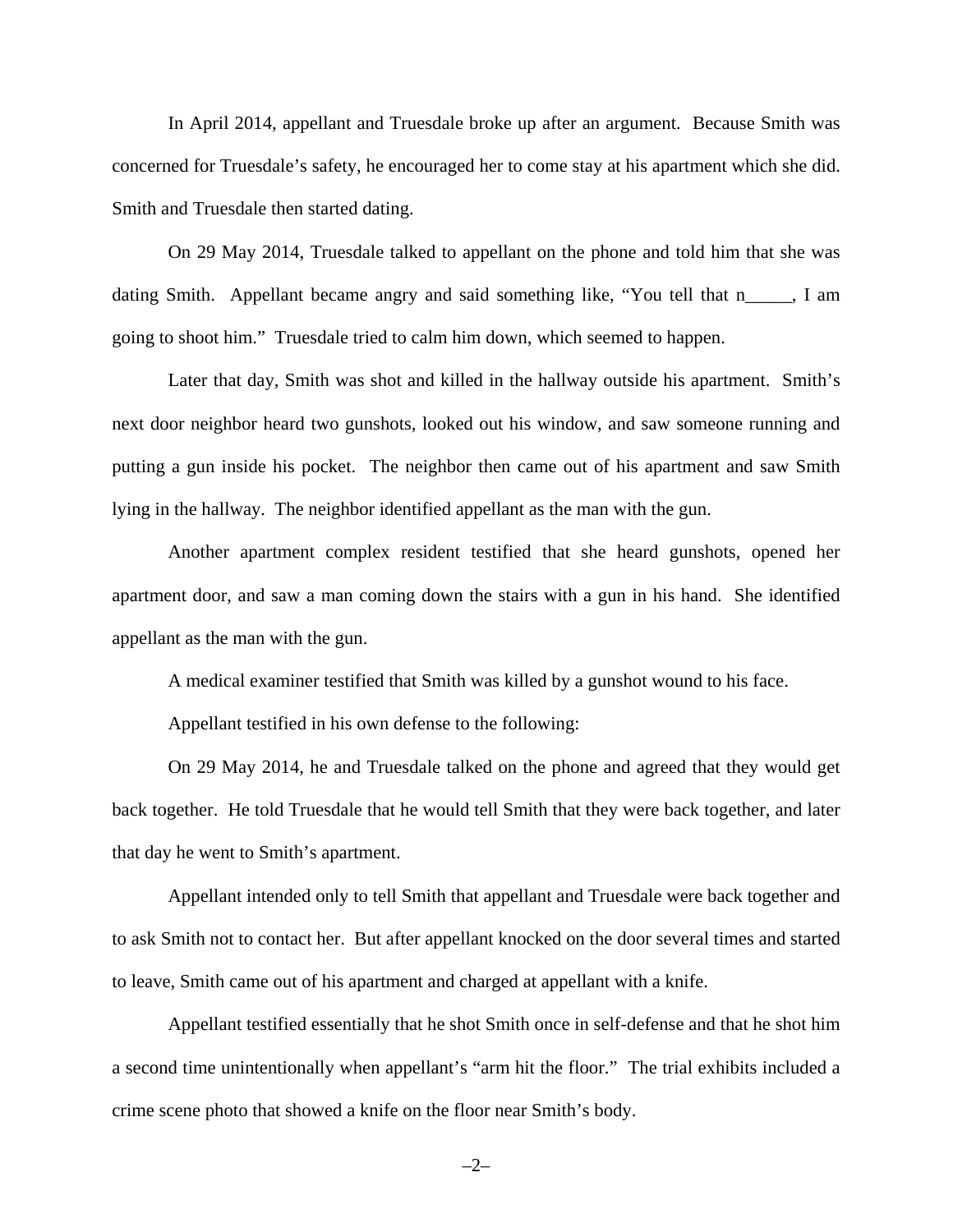In April 2014, appellant and Truesdale broke up after an argument. Because Smith was concerned for Truesdale's safety, he encouraged her to come stay at his apartment which she did. Smith and Truesdale then started dating.

On 29 May 2014, Truesdale talked to appellant on the phone and told him that she was dating Smith. Appellant became angry and said something like, "You tell that n_____, I am going to shoot him." Truesdale tried to calm him down, which seemed to happen.

Later that day, Smith was shot and killed in the hallway outside his apartment. Smith's next door neighbor heard two gunshots, looked out his window, and saw someone running and putting a gun inside his pocket. The neighbor then came out of his apartment and saw Smith lying in the hallway. The neighbor identified appellant as the man with the gun.

Another apartment complex resident testified that she heard gunshots, opened her apartment door, and saw a man coming down the stairs with a gun in his hand. She identified appellant as the man with the gun.

A medical examiner testified that Smith was killed by a gunshot wound to his face.

Appellant testified in his own defense to the following:

On 29 May 2014, he and Truesdale talked on the phone and agreed that they would get back together. He told Truesdale that he would tell Smith that they were back together, and later that day he went to Smith's apartment.

Appellant intended only to tell Smith that appellant and Truesdale were back together and to ask Smith not to contact her. But after appellant knocked on the door several times and started to leave, Smith came out of his apartment and charged at appellant with a knife.

Appellant testified essentially that he shot Smith once in self-defense and that he shot him a second time unintentionally when appellant's "arm hit the floor." The trial exhibits included a crime scene photo that showed a knife on the floor near Smith's body.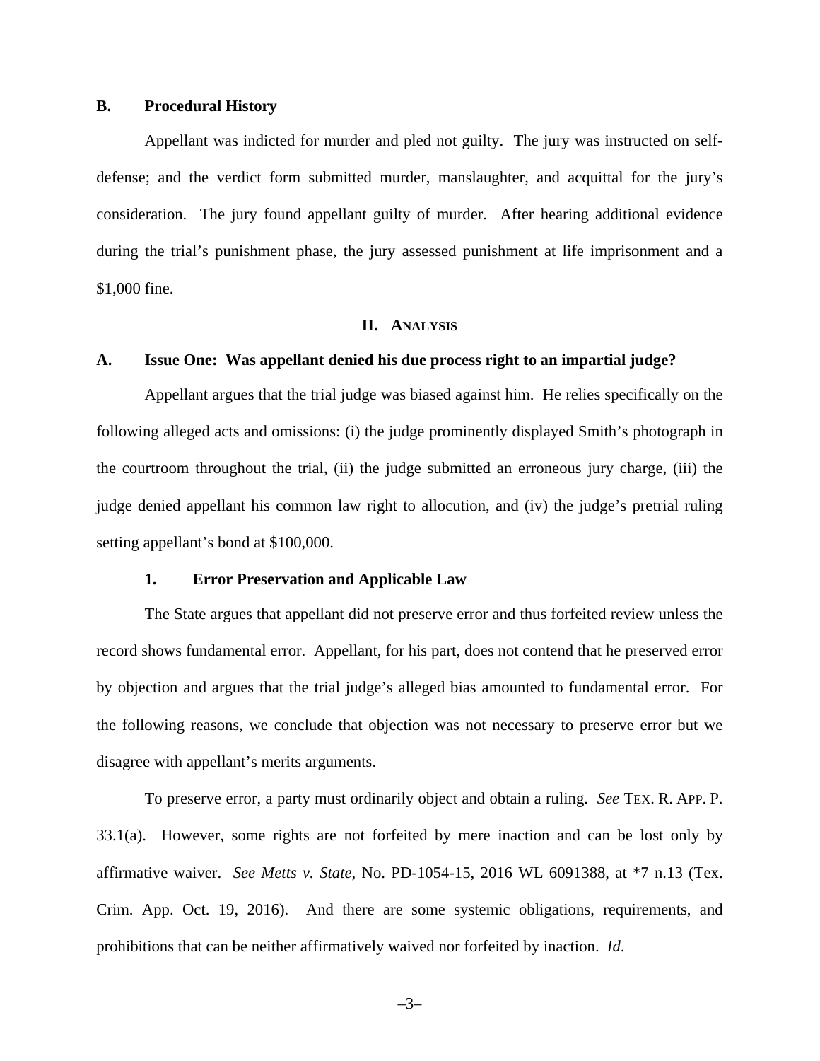### B. Procedural History

Appellant was indicted for murder and pled not guilty. The jury was instructed on self-defense; and the verdict form submitted murder, manslaughter, and acquittal for the jury's consideration. The jury found appellant guilty of murder. After hearing additional evidence during the trial's punishment phase, the jury assessed punishment at life imprisonment and a $1,000 fine.

## II. ANALYSIS

### A. Issue One: Was appellant denied his due process right to an impartial judge?

Appellant argues that the trial judge was biased against him. He relies specifically on the following alleged acts and omissions: (i) the judge prominently displayed Smith's photograph in the courtroom throughout the trial, (ii) the judge submitted an erroneous jury charge, (iii) the judge denied appellant his common law right to allocution, and (iv) the judge's pretrial ruling setting appellant's bond at $100,000.

#### 1. Error Preservation and Applicable Law

The State argues that appellant did not preserve error and thus forfeited review unless the record shows fundamental error. Appellant, for his part, does not contend that he preserved error by objection and argues that the trial judge's alleged bias amounted to fundamental error. For the following reasons, we conclude that objection was not necessary to preserve error but we disagree with appellant's merits arguments.

To preserve error, a party must ordinarily object and obtain a ruling. *See* TEX. R. APP. P. 33.1(a). However, some rights are not forfeited by mere inaction and can be lost only by affirmative waiver. *See Metts v. State*, No. PD-1054-15, 2016 WL 6091388, at *7 n.13 (Tex. Crim. App. Oct. 19, 2016). And there are some systemic obligations, requirements, and prohibitions that can be neither affirmatively waived nor forfeited by inaction. *Id*.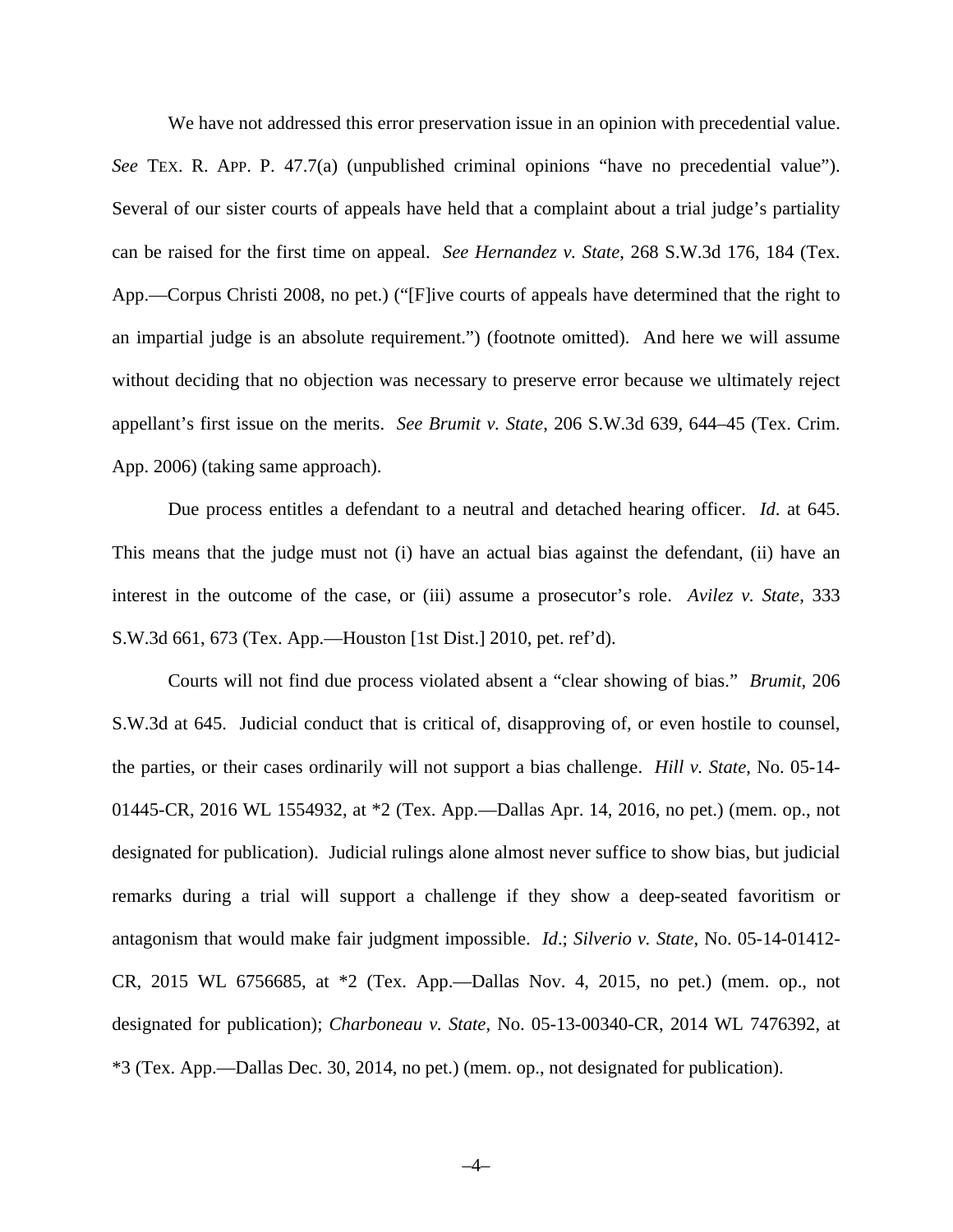We have not addressed this error preservation issue in an opinion with precedential value. *See* TEX. R. APP. P. 47.7(a) (unpublished criminal opinions "have no precedential value"). Several of our sister courts of appeals have held that a complaint about a trial judge's partiality can be raised for the first time on appeal. *See Hernandez v. State*, 268 S.W.3d 176, 184 (Tex. App.—Corpus Christi 2008, no pet.) ("[F]ive courts of appeals have determined that the right to an impartial judge is an absolute requirement.") (footnote omitted). And here we will assume without deciding that no objection was necessary to preserve error because we ultimately reject appellant's first issue on the merits. *See Brumit v. State*, 206 S.W.3d 639, 644–45 (Tex. Crim. App. 2006) (taking same approach).

Due process entitles a defendant to a neutral and detached hearing officer. *Id*. at 645. This means that the judge must not (i) have an actual bias against the defendant, (ii) have an interest in the outcome of the case, or (iii) assume a prosecutor's role. *Avilez v. State*, 333 S.W.3d 661, 673 (Tex. App.—Houston [1st Dist.] 2010, pet. ref'd).

Courts will not find due process violated absent a "clear showing of bias." *Brumit*, 206 S.W.3d at 645. Judicial conduct that is critical of, disapproving of, or even hostile to counsel, the parties, or their cases ordinarily will not support a bias challenge. *Hill v. State*, No. 05-14-01445-CR, 2016 WL 1554932, at *2 (Tex. App.—Dallas Apr. 14, 2016, no pet.) (mem. op., not designated for publication). Judicial rulings alone almost never suffice to show bias, but judicial remarks during a trial will support a challenge if they show a deep-seated favoritism or antagonism that would make fair judgment impossible. *Id*.; *Silverio v. State*, No. 05-14-01412-CR, 2015 WL 6756685, at *2 (Tex. App.—Dallas Nov. 4, 2015, no pet.) (mem. op., not designated for publication); *Charboneau v. State*, No. 05-13-00340-CR, 2014 WL 7476392, at *3 (Tex. App.—Dallas Dec. 30, 2014, no pet.) (mem. op., not designated for publication).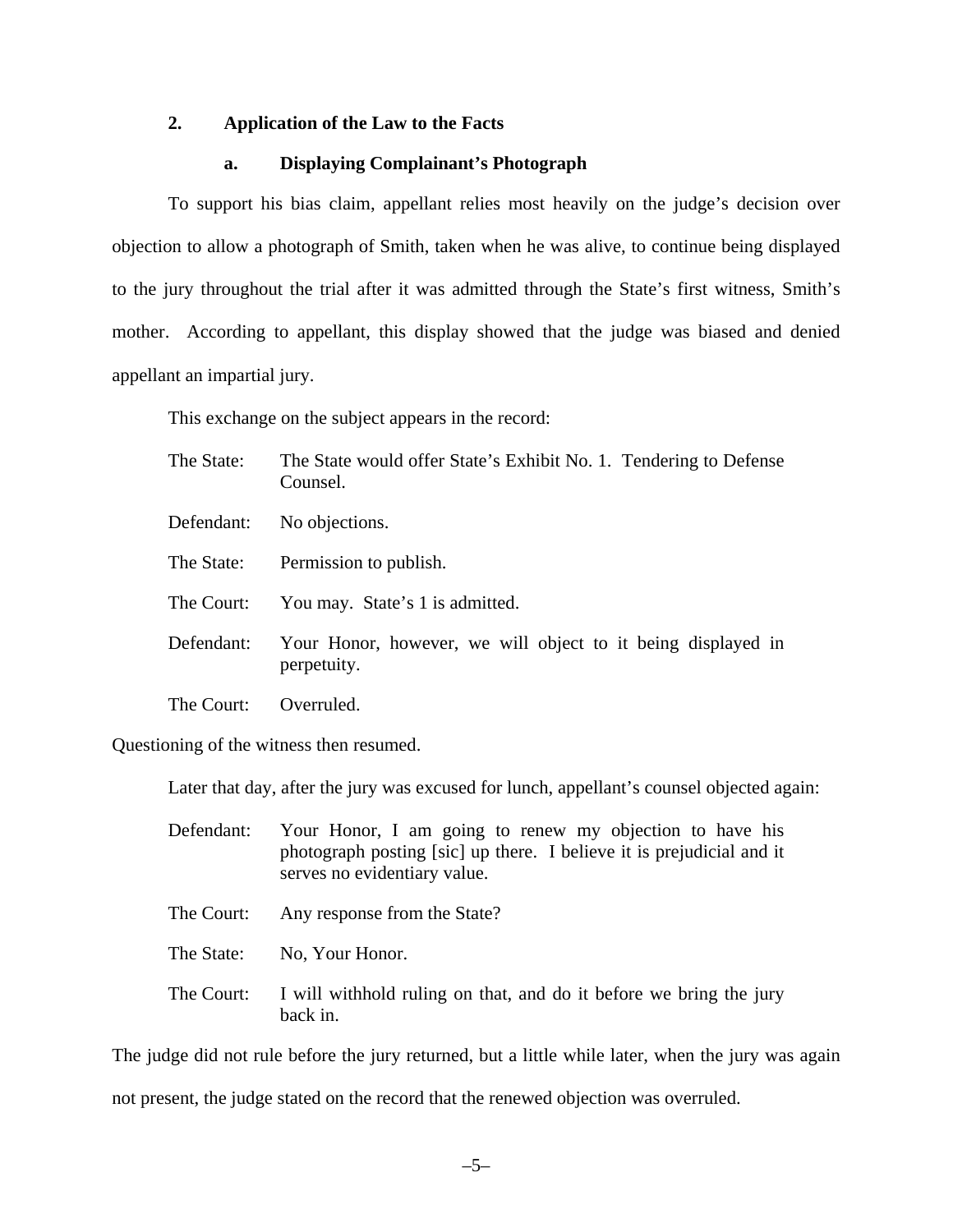### 2. Application of the Law to the Facts

#### a. Displaying Complainant's Photograph

To support his bias claim, appellant relies most heavily on the judge's decision over objection to allow a photograph of Smith, taken when he was alive, to continue being displayed to the jury throughout the trial after it was admitted through the State's first witness, Smith's mother. According to appellant, this display showed that the judge was biased and denied appellant an impartial jury.

This exchange on the subject appears in the record:

| | |
|---|---|
| The State: | The State would offer State's Exhibit No. 1. Tendering to Defense Counsel. |
| Defendant: | No objections. |
| The State: | Permission to publish. |
| The Court: | You may. State's 1 is admitted. |
| Defendant: | Your Honor, however, we will object to it being displayed in perpetuity. |
| The Court: | Overruled. |

Questioning of the witness then resumed.

Later that day, after the jury was excused for lunch, appellant's counsel objected again:

| | |
|---|---|
| Defendant: | Your Honor, I am going to renew my objection to have his photograph posting [sic] up there. I believe it is prejudicial and it serves no evidentiary value. |
| The Court: | Any response from the State? |
| The State: | No, Your Honor. |
| The Court: | I will withhold ruling on that, and do it before we bring the jury back in. |

The judge did not rule before the jury returned, but a little while later, when the jury was again not present, the judge stated on the record that the renewed objection was overruled.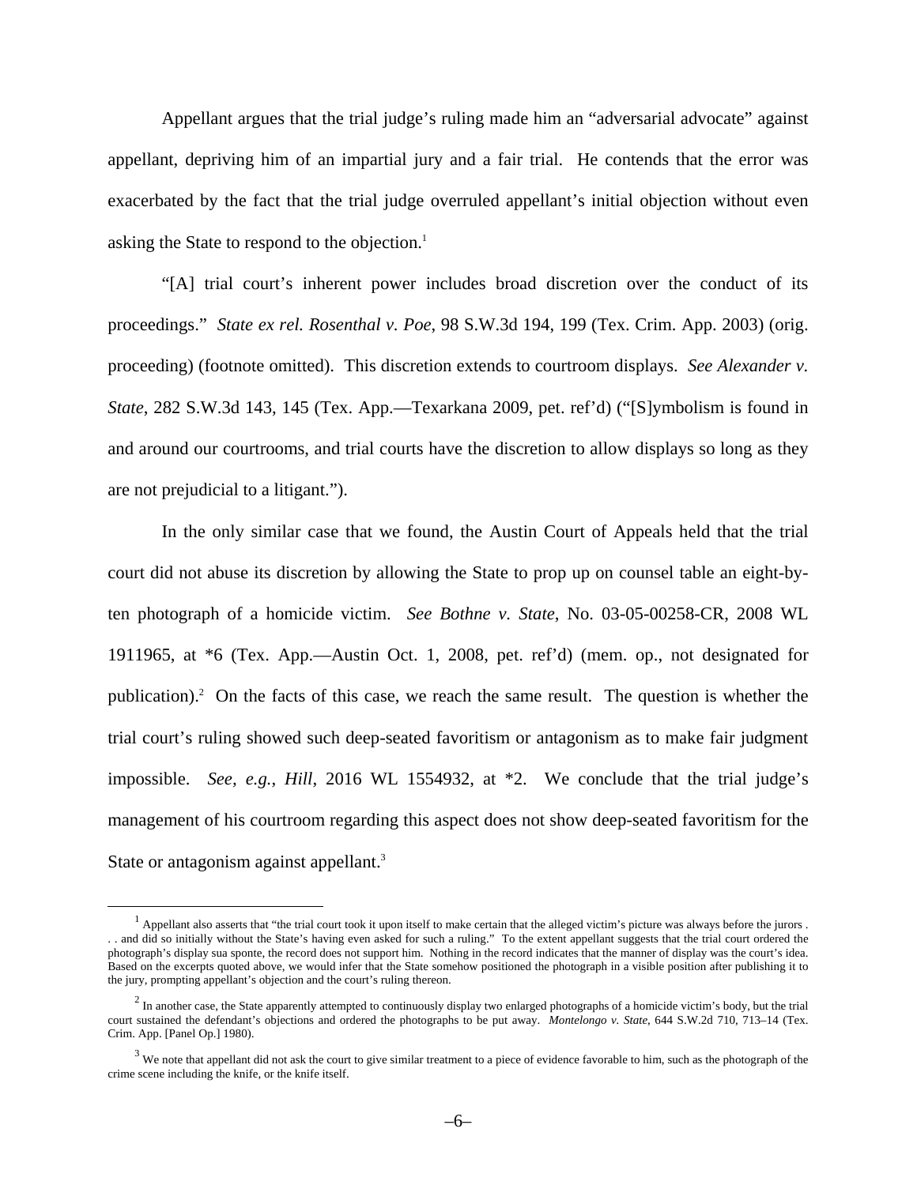Appellant argues that the trial judge's ruling made him an "adversarial advocate" against appellant, depriving him of an impartial jury and a fair trial. He contends that the error was exacerbated by the fact that the trial judge overruled appellant's initial objection without even asking the State to respond to the objection.[1]

"[A] trial court's inherent power includes broad discretion over the conduct of its proceedings." *State ex rel. Rosenthal v. Poe*, 98 S.W.3d 194, 199 (Tex. Crim. App. 2003) (orig. proceeding) (footnote omitted). This discretion extends to courtroom displays. *See Alexander v. State*, 282 S.W.3d 143, 145 (Tex. App.—Texarkana 2009, pet. ref'd) ("[S]ymbolism is found in and around our courtrooms, and trial courts have the discretion to allow displays so long as they are not prejudicial to a litigant.").

In the only similar case that we found, the Austin Court of Appeals held that the trial court did not abuse its discretion by allowing the State to prop up on counsel table an eight-by-ten photograph of a homicide victim. *See Bothne v. State*, No. 03-05-00258-CR, 2008 WL 1911965, at *6 (Tex. App.—Austin Oct. 1, 2008, pet. ref'd) (mem. op., not designated for publication).[2] On the facts of this case, we reach the same result. The question is whether the trial court's ruling showed such deep-seated favoritism or antagonism as to make fair judgment impossible. *See, e.g.*, *Hill*, 2016 WL 1554932, at *2. We conclude that the trial judge's management of his courtroom regarding this aspect does not show deep-seated favoritism for the State or antagonism against appellant.[3]

---

[1] Appellant also asserts that "the trial court took it upon itself to make certain that the alleged victim's picture was always before the jurors . . . and did so initially without the State's having even asked for such a ruling." To the extent appellant suggests that the trial court ordered the photograph's display sua sponte, the record does not support him. Nothing in the record indicates that the manner of display was the court's idea. Based on the excerpts quoted above, we would infer that the State somehow positioned the photograph in a visible position after publishing it to the jury, prompting appellant's objection and the court's ruling thereon.

[2] In another case, the State apparently attempted to continuously display two enlarged photographs of a homicide victim's body, but the trial court sustained the defendant's objections and ordered the photographs to be put away. *Montelongo v. State*, 644 S.W.2d 710, 713–14 (Tex. Crim. App. [Panel Op.] 1980).

[3] We note that appellant did not ask the court to give similar treatment to a piece of evidence favorable to him, such as the photograph of the crime scene including the knife, or the knife itself.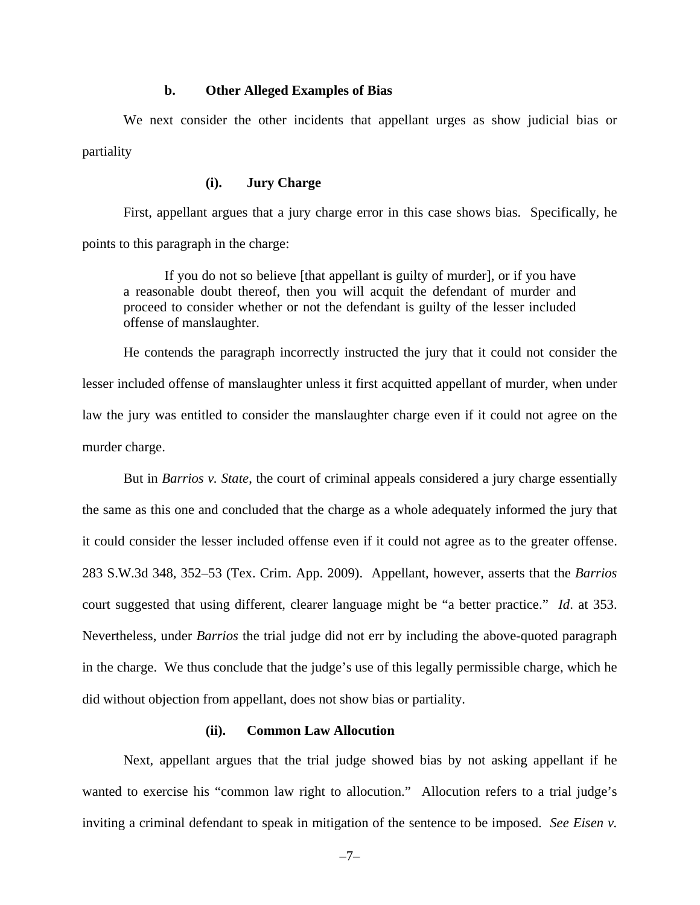#### b. Other Alleged Examples of Bias

We next consider the other incidents that appellant urges as show judicial bias or partiality

##### (i). Jury Charge

First, appellant argues that a jury charge error in this case shows bias. Specifically, he points to this paragraph in the charge:

> If you do not so believe [that appellant is guilty of murder], or if you have a reasonable doubt thereof, then you will acquit the defendant of murder and proceed to consider whether or not the defendant is guilty of the lesser included offense of manslaughter.

He contends the paragraph incorrectly instructed the jury that it could not consider the lesser included offense of manslaughter unless it first acquitted appellant of murder, when under law the jury was entitled to consider the manslaughter charge even if it could not agree on the murder charge.

But in *Barrios v. State*, the court of criminal appeals considered a jury charge essentially the same as this one and concluded that the charge as a whole adequately informed the jury that it could consider the lesser included offense even if it could not agree as to the greater offense. 283 S.W.3d 348, 352–53 (Tex. Crim. App. 2009). Appellant, however, asserts that the *Barrios* court suggested that using different, clearer language might be "a better practice." *Id*. at 353. Nevertheless, under *Barrios* the trial judge did not err by including the above-quoted paragraph in the charge. We thus conclude that the judge's use of this legally permissible charge, which he did without objection from appellant, does not show bias or partiality.

##### (ii). Common Law Allocution

Next, appellant argues that the trial judge showed bias by not asking appellant if he wanted to exercise his "common law right to allocution." Allocution refers to a trial judge's inviting a criminal defendant to speak in mitigation of the sentence to be imposed. *See Eisen v.*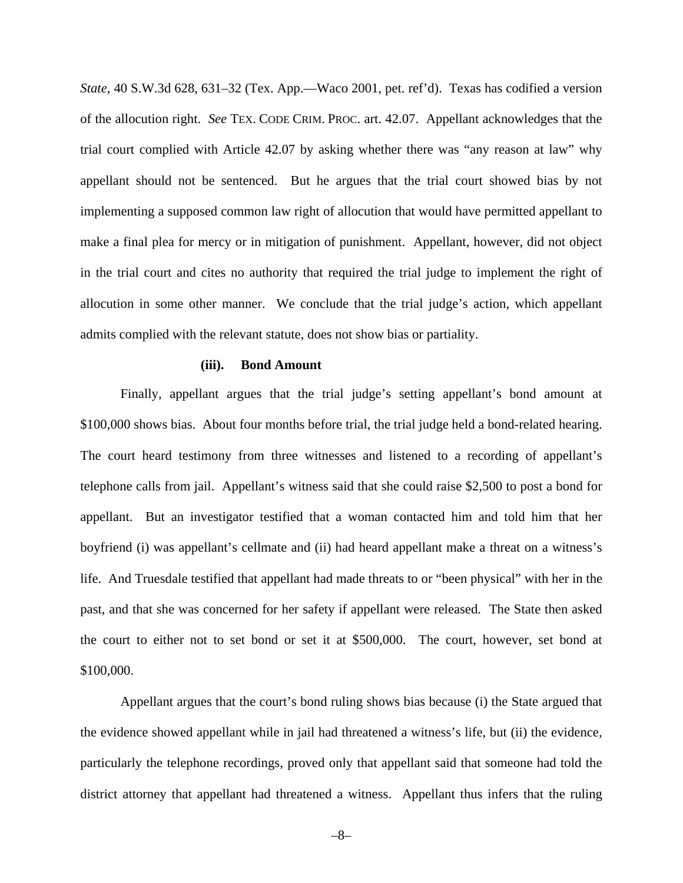*State*, 40 S.W.3d 628, 631–32 (Tex. App.—Waco 2001, pet. ref'd). Texas has codified a version of the allocution right. *See* TEX. CODE CRIM. PROC. art. 42.07. Appellant acknowledges that the trial court complied with Article 42.07 by asking whether there was "any reason at law" why appellant should not be sentenced. But he argues that the trial court showed bias by not implementing a supposed common law right of allocution that would have permitted appellant to make a final plea for mercy or in mitigation of punishment. Appellant, however, did not object in the trial court and cites no authority that required the trial judge to implement the right of allocution in some other manner. We conclude that the trial judge's action, which appellant admits complied with the relevant statute, does not show bias or partiality.

**(iii). Bond Amount**

Finally, appellant argues that the trial judge's setting appellant's bond amount at $100,000 shows bias. About four months before trial, the trial judge held a bond-related hearing. The court heard testimony from three witnesses and listened to a recording of appellant's telephone calls from jail. Appellant's witness said that she could raise $2,500 to post a bond for appellant. But an investigator testified that a woman contacted him and told him that her boyfriend (i) was appellant's cellmate and (ii) had heard appellant make a threat on a witness's life. And Truesdale testified that appellant had made threats to or "been physical" with her in the past, and that she was concerned for her safety if appellant were released. The State then asked the court to either not to set bond or set it at $500,000. The court, however, set bond at $100,000.

Appellant argues that the court's bond ruling shows bias because (i) the State argued that the evidence showed appellant while in jail had threatened a witness's life, but (ii) the evidence, particularly the telephone recordings, proved only that appellant said that someone had told the district attorney that appellant had threatened a witness. Appellant thus infers that the ruling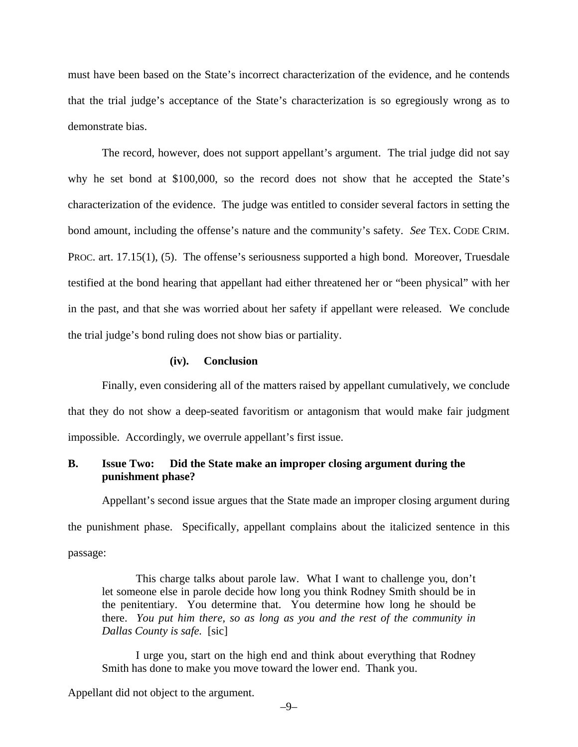must have been based on the State's incorrect characterization of the evidence, and he contends that the trial judge's acceptance of the State's characterization is so egregiously wrong as to demonstrate bias.

The record, however, does not support appellant's argument. The trial judge did not say why he set bond at $100,000, so the record does not show that he accepted the State's characterization of the evidence. The judge was entitled to consider several factors in setting the bond amount, including the offense's nature and the community's safety. *See* TEX. CODE CRIM. PROC. art. 17.15(1), (5). The offense's seriousness supported a high bond. Moreover, Truesdale testified at the bond hearing that appellant had either threatened her or "been physical" with her in the past, and that she was worried about her safety if appellant were released. We conclude the trial judge's bond ruling does not show bias or partiality.

#### (iv). Conclusion

Finally, even considering all of the matters raised by appellant cumulatively, we conclude that they do not show a deep-seated favoritism or antagonism that would make fair judgment impossible. Accordingly, we overrule appellant's first issue.

### B. Issue Two: Did the State make an improper closing argument during the punishment phase?

Appellant's second issue argues that the State made an improper closing argument during the punishment phase. Specifically, appellant complains about the italicized sentence in this passage:

> This charge talks about parole law. What I want to challenge you, don't let someone else in parole decide how long you think Rodney Smith should be in the penitentiary. You determine that. You determine how long he should be there. *You put him there, so as long as you and the rest of the community in Dallas County is safe.* [sic]
>
> I urge you, start on the high end and think about everything that Rodney Smith has done to make you move toward the lower end. Thank you.

Appellant did not object to the argument.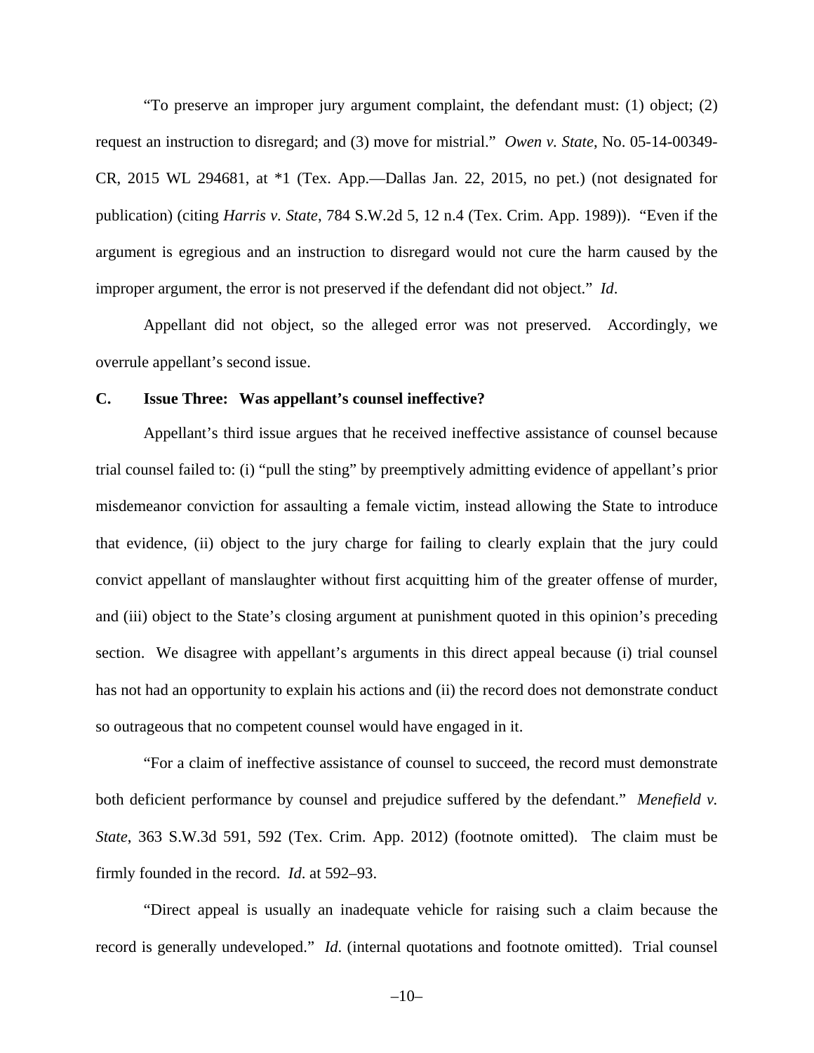"To preserve an improper jury argument complaint, the defendant must: (1) object; (2) request an instruction to disregard; and (3) move for mistrial." *Owen v. State*, No. 05-14-00349-CR, 2015 WL 294681, at *1 (Tex. App.—Dallas Jan. 22, 2015, no pet.) (not designated for publication) (citing *Harris v. State*, 784 S.W.2d 5, 12 n.4 (Tex. Crim. App. 1989)). "Even if the argument is egregious and an instruction to disregard would not cure the harm caused by the improper argument, the error is not preserved if the defendant did not object." *Id*.

Appellant did not object, so the alleged error was not preserved. Accordingly, we overrule appellant's second issue.

**C. Issue Three: Was appellant's counsel ineffective?**

Appellant's third issue argues that he received ineffective assistance of counsel because trial counsel failed to: (i) "pull the sting" by preemptively admitting evidence of appellant's prior misdemeanor conviction for assaulting a female victim, instead allowing the State to introduce that evidence, (ii) object to the jury charge for failing to clearly explain that the jury could convict appellant of manslaughter without first acquitting him of the greater offense of murder, and (iii) object to the State's closing argument at punishment quoted in this opinion's preceding section. We disagree with appellant's arguments in this direct appeal because (i) trial counsel has not had an opportunity to explain his actions and (ii) the record does not demonstrate conduct so outrageous that no competent counsel would have engaged in it.

"For a claim of ineffective assistance of counsel to succeed, the record must demonstrate both deficient performance by counsel and prejudice suffered by the defendant." *Menefield v. State*, 363 S.W.3d 591, 592 (Tex. Crim. App. 2012) (footnote omitted). The claim must be firmly founded in the record. *Id*. at 592–93.

"Direct appeal is usually an inadequate vehicle for raising such a claim because the record is generally undeveloped." *Id*. (internal quotations and footnote omitted). Trial counsel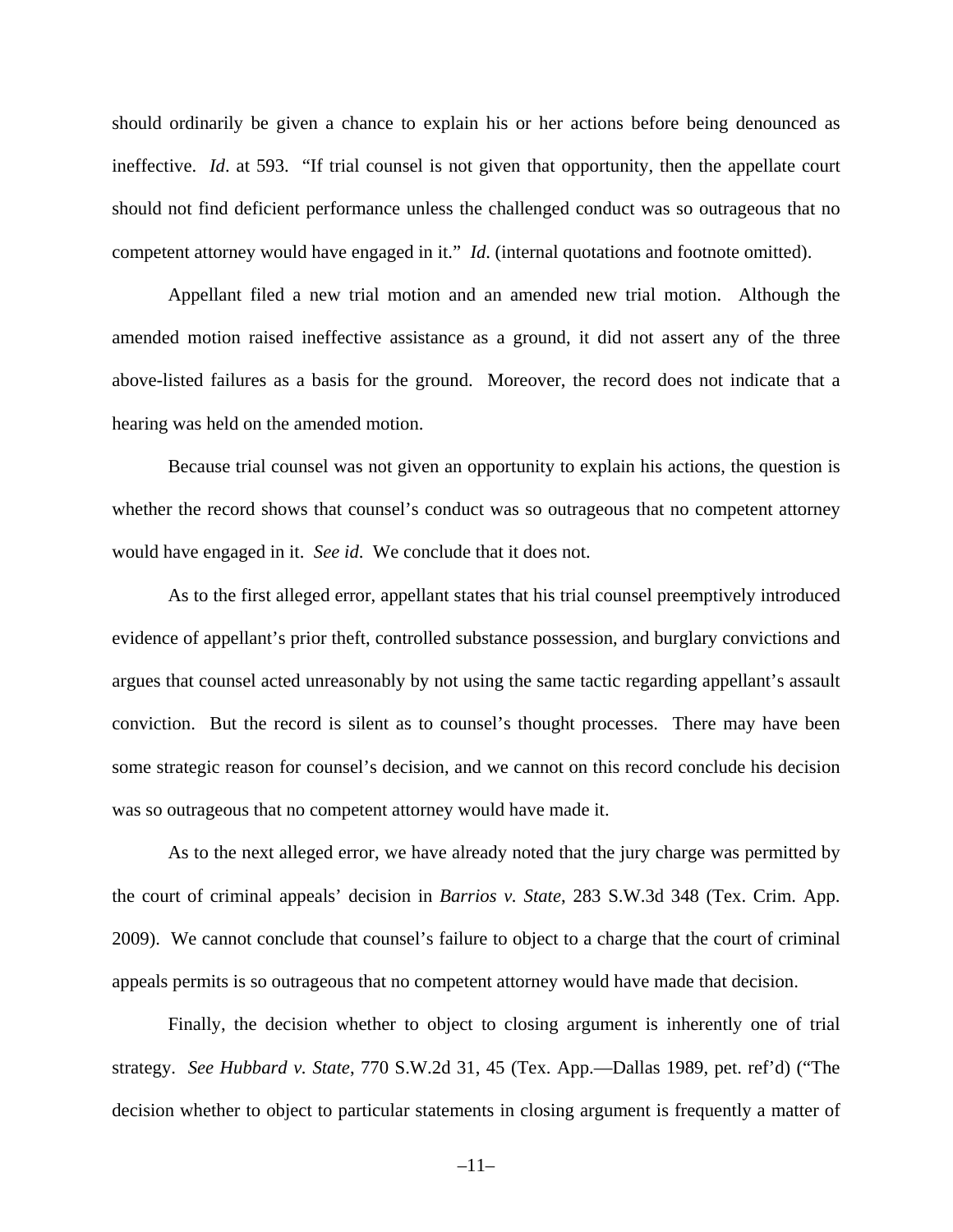should ordinarily be given a chance to explain his or her actions before being denounced as ineffective. *Id*. at 593. "If trial counsel is not given that opportunity, then the appellate court should not find deficient performance unless the challenged conduct was so outrageous that no competent attorney would have engaged in it." *Id*. (internal quotations and footnote omitted).

Appellant filed a new trial motion and an amended new trial motion. Although the amended motion raised ineffective assistance as a ground, it did not assert any of the three above-listed failures as a basis for the ground. Moreover, the record does not indicate that a hearing was held on the amended motion.

Because trial counsel was not given an opportunity to explain his actions, the question is whether the record shows that counsel's conduct was so outrageous that no competent attorney would have engaged in it. *See id*. We conclude that it does not.

As to the first alleged error, appellant states that his trial counsel preemptively introduced evidence of appellant's prior theft, controlled substance possession, and burglary convictions and argues that counsel acted unreasonably by not using the same tactic regarding appellant's assault conviction. But the record is silent as to counsel's thought processes. There may have been some strategic reason for counsel's decision, and we cannot on this record conclude his decision was so outrageous that no competent attorney would have made it.

As to the next alleged error, we have already noted that the jury charge was permitted by the court of criminal appeals' decision in *Barrios v. State*, 283 S.W.3d 348 (Tex. Crim. App. 2009). We cannot conclude that counsel's failure to object to a charge that the court of criminal appeals permits is so outrageous that no competent attorney would have made that decision.

Finally, the decision whether to object to closing argument is inherently one of trial strategy. *See Hubbard v. State*, 770 S.W.2d 31, 45 (Tex. App.—Dallas 1989, pet. ref'd) ("The decision whether to object to particular statements in closing argument is frequently a matter of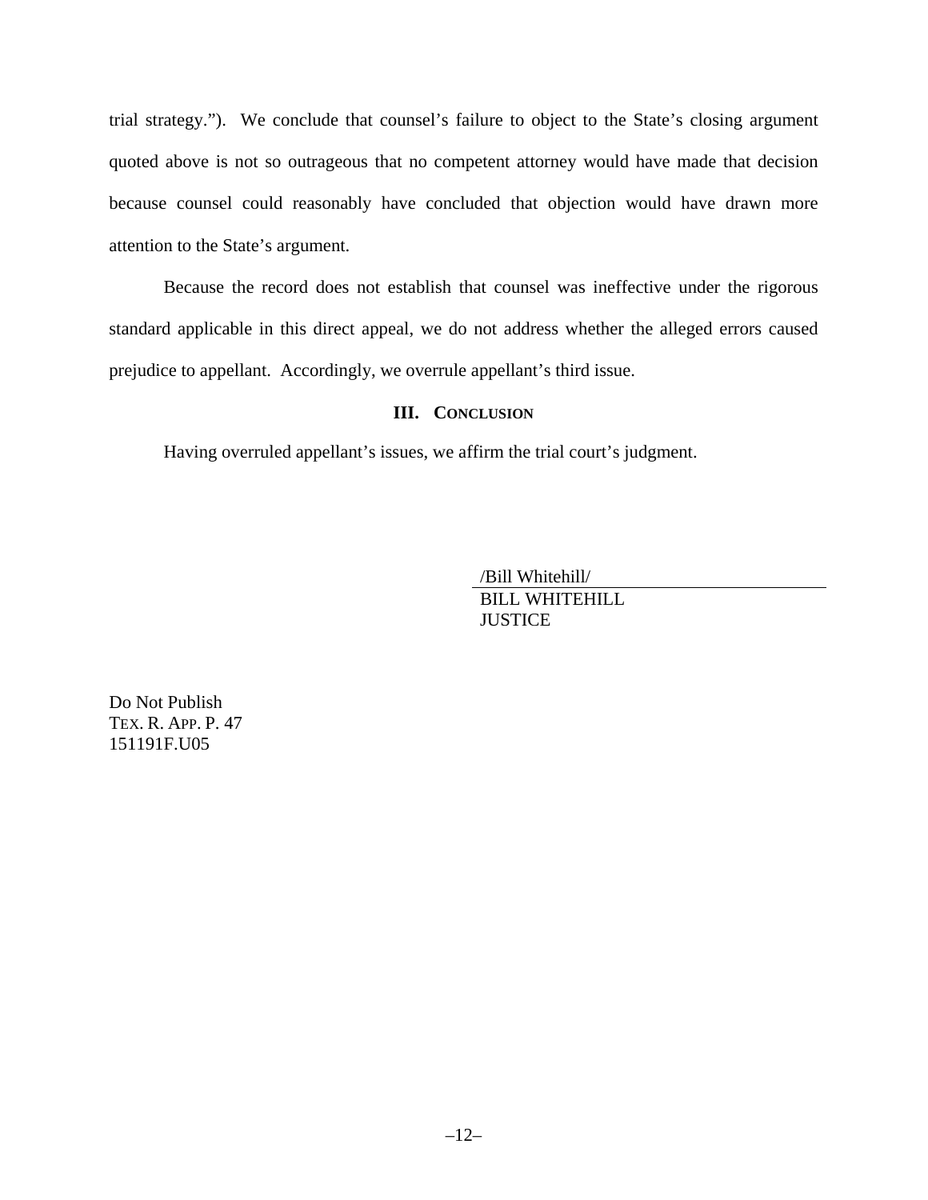trial strategy."). We conclude that counsel's failure to object to the State's closing argument quoted above is not so outrageous that no competent attorney would have made that decision because counsel could reasonably have concluded that objection would have drawn more attention to the State's argument.

Because the record does not establish that counsel was ineffective under the rigorous standard applicable in this direct appeal, we do not address whether the alleged errors caused prejudice to appellant. Accordingly, we overrule appellant's third issue.

## III. CONCLUSION

Having overruled appellant's issues, we affirm the trial court's judgment.

/Bill Whitehill/
BILL WHITEHILL
JUSTICE

Do Not Publish
TEX. R. APP. P. 47
151191F.U05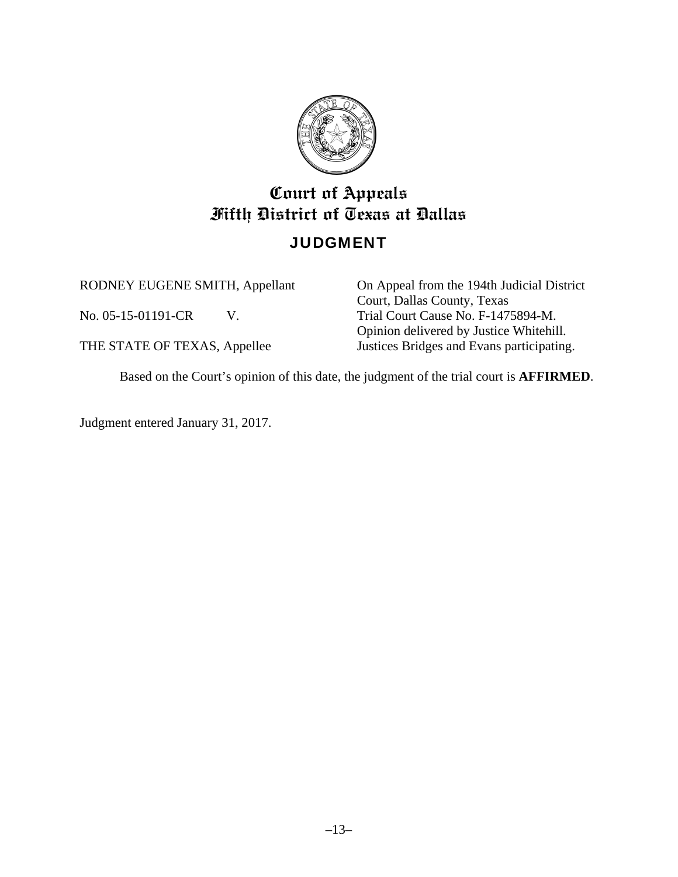# Court of Appeals
# Fifth District of Texas at Dallas

## JUDGMENT

| | |
|---|---|
| RODNEY EUGENE SMITH, Appellant | On Appeal from the 194th Judicial District Court, Dallas County, Texas |
| No. 05-15-01191-CR V. | Trial Court Cause No. F-1475894-M. Opinion delivered by Justice Whitehill. |
| THE STATE OF TEXAS, Appellee | Justices Bridges and Evans participating. |

Based on the Court's opinion of this date, the judgment of the trial court is **AFFIRMED**.

Judgment entered January 31, 2017.